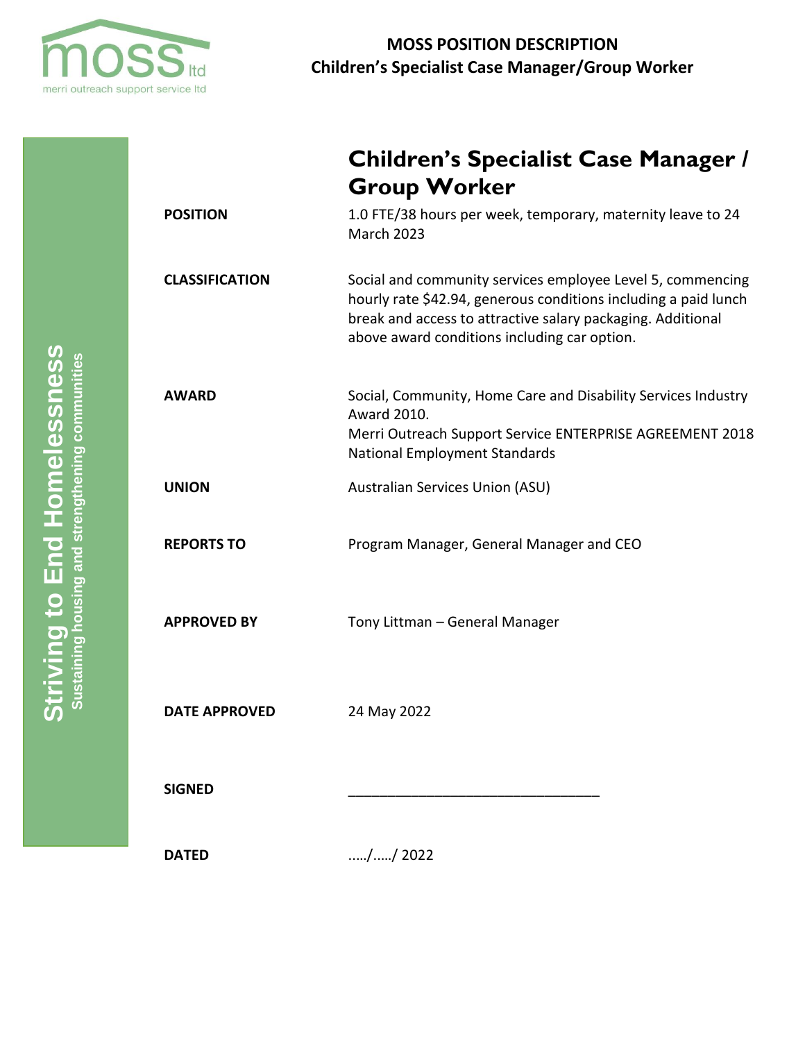**MOSS POSITION DESCRIPTION**
**Children's Specialist Case Manager/Group Worker**

moss ltd
merri outreach support service ltd

**Striving to End Homelessness**
**Sustaining housing and strengthening communities**

# Children's Specialist Case Manager / Group Worker

| | |
|---|---|
| **POSITION** | 1.0 FTE/38 hours per week, temporary, maternity leave to 24 March 2023 |
| **CLASSIFICATION** | Social and community services employee Level 5, commencing hourly rate $42.94, generous conditions including a paid lunch break and access to attractive salary packaging. Additional above award conditions including car option. |
| **AWARD** | Social, Community, Home Care and Disability Services Industry Award 2010.<br>Merri Outreach Support Service ENTERPRISE AGREEMENT 2018<br>National Employment Standards |
| **UNION** | Australian Services Union (ASU) |
| **REPORTS TO** | Program Manager, General Manager and CEO |
| **APPROVED BY** | Tony Littman – General Manager |
| **DATE APPROVED** | 24 May 2022 |
| **SIGNED** | ________________________________ |
| **DATED** | …../…../ 2022 |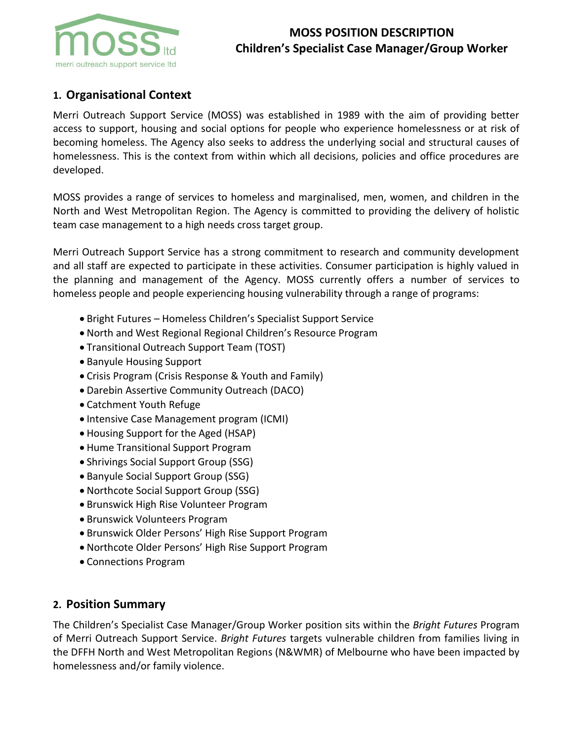# MOSS POSITION DESCRIPTION
# Children's Specialist Case Manager/Group Worker

## 1. Organisational Context

Merri Outreach Support Service (MOSS) was established in 1989 with the aim of providing better access to support, housing and social options for people who experience homelessness or at risk of becoming homeless. The Agency also seeks to address the underlying social and structural causes of homelessness. This is the context from within which all decisions, policies and office procedures are developed.

MOSS provides a range of services to homeless and marginalised, men, women, and children in the North and West Metropolitan Region. The Agency is committed to providing the delivery of holistic team case management to a high needs cross target group.

Merri Outreach Support Service has a strong commitment to research and community development and all staff are expected to participate in these activities. Consumer participation is highly valued in the planning and management of the Agency. MOSS currently offers a number of services to homeless people and people experiencing housing vulnerability through a range of programs:

- Bright Futures – Homeless Children's Specialist Support Service
- North and West Regional Regional Children's Resource Program
- Transitional Outreach Support Team (TOST)
- Banyule Housing Support
- Crisis Program (Crisis Response & Youth and Family)
- Darebin Assertive Community Outreach (DACO)
- Catchment Youth Refuge
- Intensive Case Management program (ICMI)
- Housing Support for the Aged (HSAP)
- Hume Transitional Support Program
- Shrivings Social Support Group (SSG)
- Banyule Social Support Group (SSG)
- Northcote Social Support Group (SSG)
- Brunswick High Rise Volunteer Program
- Brunswick Volunteers Program
- Brunswick Older Persons' High Rise Support Program
- Northcote Older Persons' High Rise Support Program
- Connections Program

## 2. Position Summary

The Children's Specialist Case Manager/Group Worker position sits within the *Bright Futures* Program of Merri Outreach Support Service. *Bright Futures* targets vulnerable children from families living in the DFFH North and West Metropolitan Regions (N&WMR) of Melbourne who have been impacted by homelessness and/or family violence.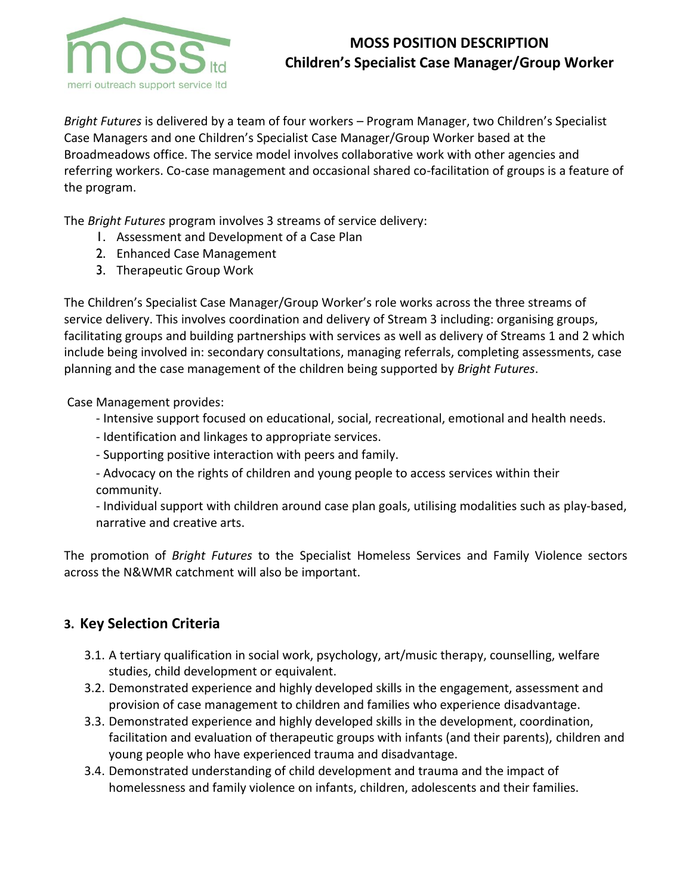*Bright Futures* is delivered by a team of four workers – Program Manager, two Children's Specialist Case Managers and one Children's Specialist Case Manager/Group Worker based at the Broadmeadows office. The service model involves collaborative work with other agencies and referring workers. Co-case management and occasional shared co-facilitation of groups is a feature of the program.

The *Bright Futures* program involves 3 streams of service delivery:

1. Assessment and Development of a Case Plan
2. Enhanced Case Management
3. Therapeutic Group Work

The Children's Specialist Case Manager/Group Worker's role works across the three streams of service delivery. This involves coordination and delivery of Stream 3 including: organising groups, facilitating groups and building partnerships with services as well as delivery of Streams 1 and 2 which include being involved in: secondary consultations, managing referrals, completing assessments, case planning and the case management of the children being supported by *Bright Futures*.

Case Management provides:

- Intensive support focused on educational, social, recreational, emotional and health needs.
- Identification and linkages to appropriate services.
- Supporting positive interaction with peers and family.
- Advocacy on the rights of children and young people to access services within their community.
- Individual support with children around case plan goals, utilising modalities such as play-based, narrative and creative arts.

The promotion of *Bright Futures* to the Specialist Homeless Services and Family Violence sectors across the N&WMR catchment will also be important.

## 3. Key Selection Criteria

3.1. A tertiary qualification in social work, psychology, art/music therapy, counselling, welfare studies, child development or equivalent.

3.2. Demonstrated experience and highly developed skills in the engagement, assessment and provision of case management to children and families who experience disadvantage.

3.3. Demonstrated experience and highly developed skills in the development, coordination, facilitation and evaluation of therapeutic groups with infants (and their parents), children and young people who have experienced trauma and disadvantage.

3.4. Demonstrated understanding of child development and trauma and the impact of homelessness and family violence on infants, children, adolescents and their families.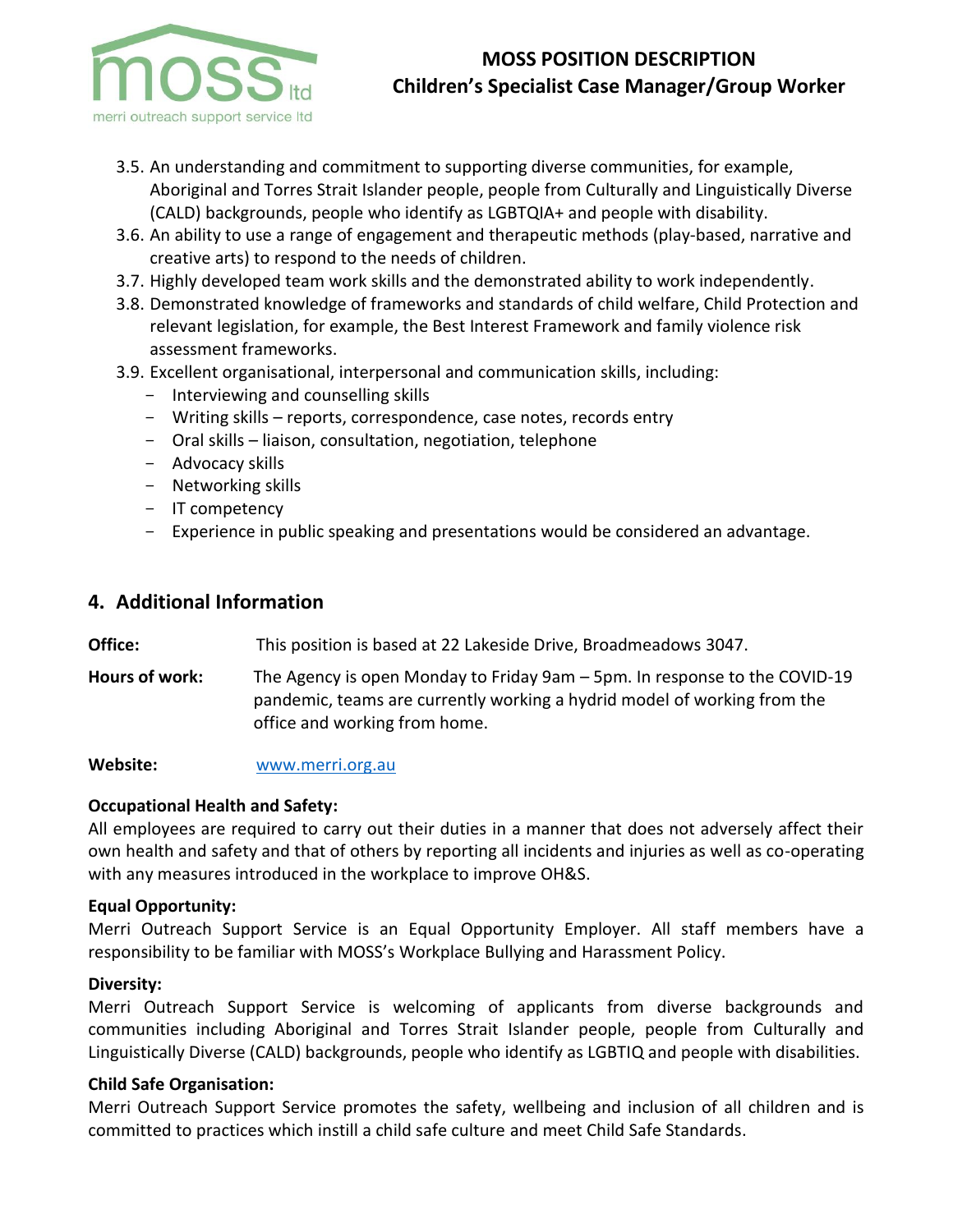3.5. An understanding and commitment to supporting diverse communities, for example, Aboriginal and Torres Strait Islander people, people from Culturally and Linguistically Diverse (CALD) backgrounds, people who identify as LGBTQIA+ and people with disability.

3.6. An ability to use a range of engagement and therapeutic methods (play-based, narrative and creative arts) to respond to the needs of children.

3.7. Highly developed team work skills and the demonstrated ability to work independently.

3.8. Demonstrated knowledge of frameworks and standards of child welfare, Child Protection and relevant legislation, for example, the Best Interest Framework and family violence risk assessment frameworks.

3.9. Excellent organisational, interpersonal and communication skills, including:

- Interviewing and counselling skills
- Writing skills – reports, correspondence, case notes, records entry
- Oral skills – liaison, consultation, negotiation, telephone
- Advocacy skills
- Networking skills
- IT competency
- Experience in public speaking and presentations would be considered an advantage.

## 4. Additional Information

**Office:** This position is based at 22 Lakeside Drive, Broadmeadows 3047.

**Hours of work:** The Agency is open Monday to Friday 9am – 5pm. In response to the COVID-19 pandemic, teams are currently working a hydrid model of working from the office and working from home.

**Website:** www.merri.org.au

**Occupational Health and Safety:**

All employees are required to carry out their duties in a manner that does not adversely affect their own health and safety and that of others by reporting all incidents and injuries as well as co-operating with any measures introduced in the workplace to improve OH&S.

**Equal Opportunity:**

Merri Outreach Support Service is an Equal Opportunity Employer. All staff members have a responsibility to be familiar with MOSS's Workplace Bullying and Harassment Policy.

**Diversity:**

Merri Outreach Support Service is welcoming of applicants from diverse backgrounds and communities including Aboriginal and Torres Strait Islander people, people from Culturally and Linguistically Diverse (CALD) backgrounds, people who identify as LGBTIQ and people with disabilities.

**Child Safe Organisation:**

Merri Outreach Support Service promotes the safety, wellbeing and inclusion of all children and is committed to practices which instill a child safe culture and meet Child Safe Standards.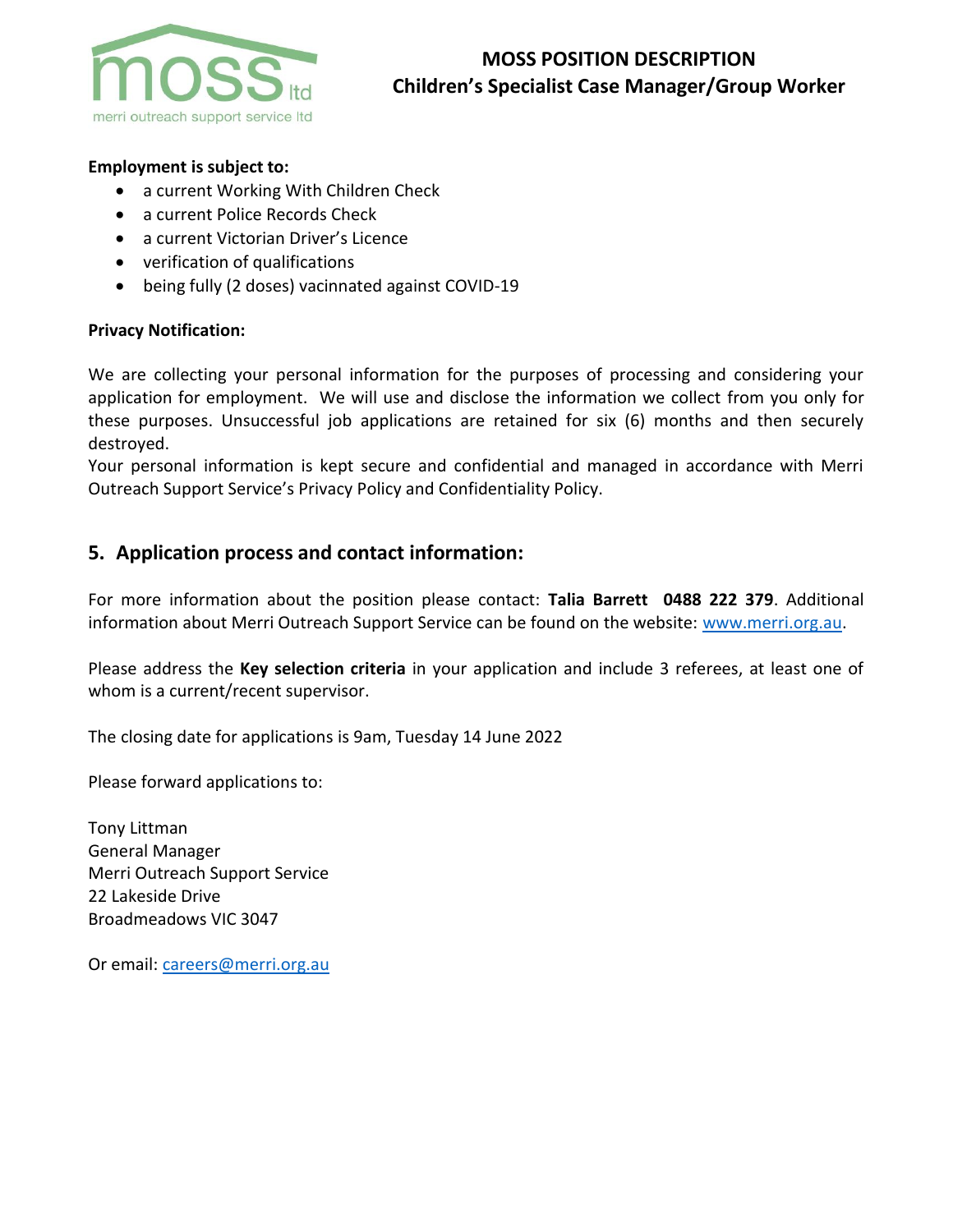**Employment is subject to:**

- a current Working With Children Check
- a current Police Records Check
- a current Victorian Driver's Licence
- verification of qualifications
- being fully (2 doses) vacinnated against COVID-19

**Privacy Notification:**

We are collecting your personal information for the purposes of processing and considering your application for employment. We will use and disclose the information we collect from you only for these purposes. Unsuccessful job applications are retained for six (6) months and then securely destroyed.
Your personal information is kept secure and confidential and managed in accordance with Merri Outreach Support Service's Privacy Policy and Confidentiality Policy.

## 5. Application process and contact information:

For more information about the position please contact: **Talia Barrett 0488 222 379**. Additional information about Merri Outreach Support Service can be found on the website: www.merri.org.au.

Please address the **Key selection criteria** in your application and include 3 referees, at least one of whom is a current/recent supervisor.

The closing date for applications is 9am, Tuesday 14 June 2022

Please forward applications to:

Tony Littman
General Manager
Merri Outreach Support Service
22 Lakeside Drive
Broadmeadows VIC 3047

Or email: careers@merri.org.au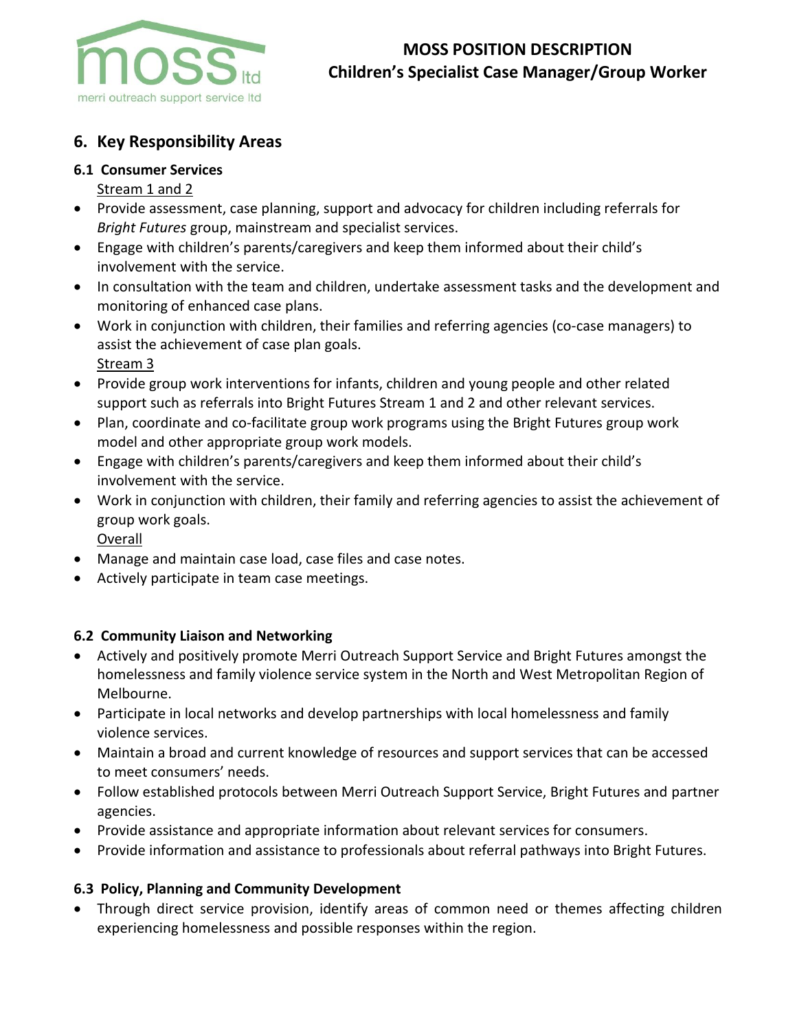## 6. Key Responsibility Areas

### 6.1 Consumer Services

Stream 1 and 2

- Provide assessment, case planning, support and advocacy for children including referrals for *Bright Futures* group, mainstream and specialist services.
- Engage with children's parents/caregivers and keep them informed about their child's involvement with the service.
- In consultation with the team and children, undertake assessment tasks and the development and monitoring of enhanced case plans.
- Work in conjunction with children, their families and referring agencies (co-case managers) to assist the achievement of case plan goals.

Stream 3

- Provide group work interventions for infants, children and young people and other related support such as referrals into Bright Futures Stream 1 and 2 and other relevant services.
- Plan, coordinate and co-facilitate group work programs using the Bright Futures group work model and other appropriate group work models.
- Engage with children's parents/caregivers and keep them informed about their child's involvement with the service.
- Work in conjunction with children, their family and referring agencies to assist the achievement of group work goals.

Overall

- Manage and maintain case load, case files and case notes.
- Actively participate in team case meetings.

### 6.2 Community Liaison and Networking

- Actively and positively promote Merri Outreach Support Service and Bright Futures amongst the homelessness and family violence service system in the North and West Metropolitan Region of Melbourne.
- Participate in local networks and develop partnerships with local homelessness and family violence services.
- Maintain a broad and current knowledge of resources and support services that can be accessed to meet consumers' needs.
- Follow established protocols between Merri Outreach Support Service, Bright Futures and partner agencies.
- Provide assistance and appropriate information about relevant services for consumers.
- Provide information and assistance to professionals about referral pathways into Bright Futures.

### 6.3 Policy, Planning and Community Development

- Through direct service provision, identify areas of common need or themes affecting children experiencing homelessness and possible responses within the region.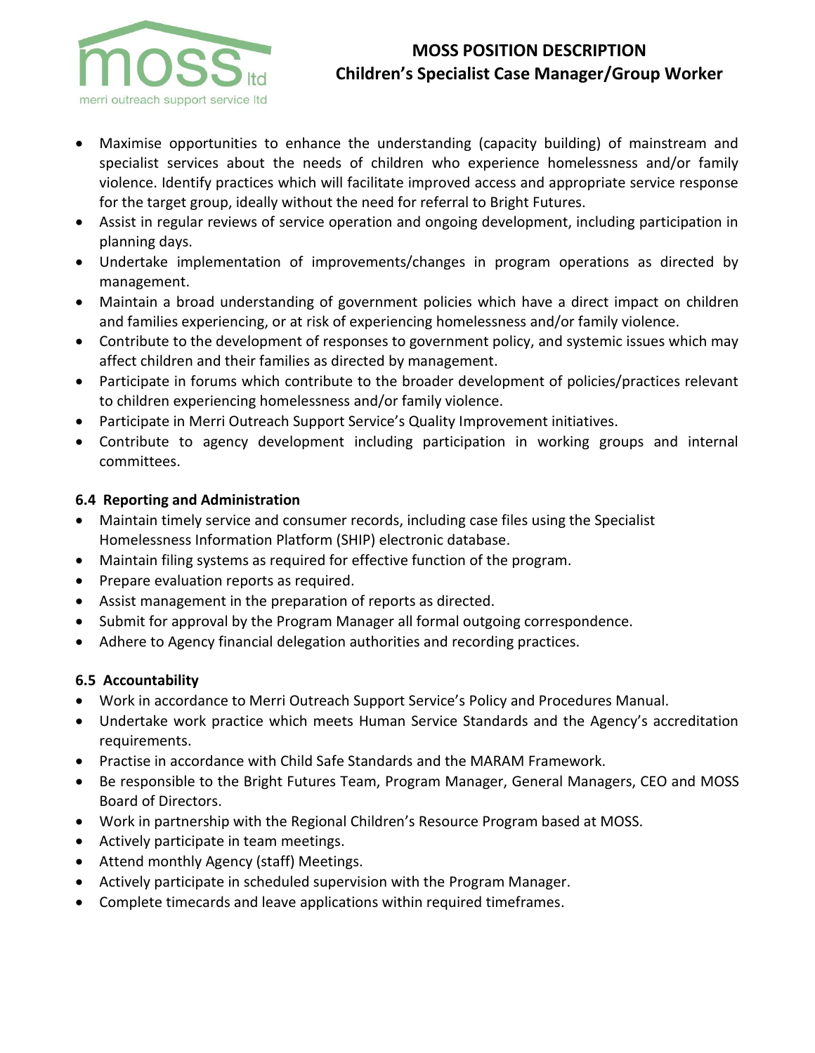- Maximise opportunities to enhance the understanding (capacity building) of mainstream and specialist services about the needs of children who experience homelessness and/or family violence. Identify practices which will facilitate improved access and appropriate service response for the target group, ideally without the need for referral to Bright Futures.
- Assist in regular reviews of service operation and ongoing development, including participation in planning days.
- Undertake implementation of improvements/changes in program operations as directed by management.
- Maintain a broad understanding of government policies which have a direct impact on children and families experiencing, or at risk of experiencing homelessness and/or family violence.
- Contribute to the development of responses to government policy, and systemic issues which may affect children and their families as directed by management.
- Participate in forums which contribute to the broader development of policies/practices relevant to children experiencing homelessness and/or family violence.
- Participate in Merri Outreach Support Service's Quality Improvement initiatives.
- Contribute to agency development including participation in working groups and internal committees.

### 6.4 Reporting and Administration

- Maintain timely service and consumer records, including case files using the Specialist Homelessness Information Platform (SHIP) electronic database.
- Maintain filing systems as required for effective function of the program.
- Prepare evaluation reports as required.
- Assist management in the preparation of reports as directed.
- Submit for approval by the Program Manager all formal outgoing correspondence.
- Adhere to Agency financial delegation authorities and recording practices.

### 6.5 Accountability

- Work in accordance to Merri Outreach Support Service's Policy and Procedures Manual.
- Undertake work practice which meets Human Service Standards and the Agency's accreditation requirements.
- Practise in accordance with Child Safe Standards and the MARAM Framework.
- Be responsible to the Bright Futures Team, Program Manager, General Managers, CEO and MOSS Board of Directors.
- Work in partnership with the Regional Children's Resource Program based at MOSS.
- Actively participate in team meetings.
- Attend monthly Agency (staff) Meetings.
- Actively participate in scheduled supervision with the Program Manager.
- Complete timecards and leave applications within required timeframes.